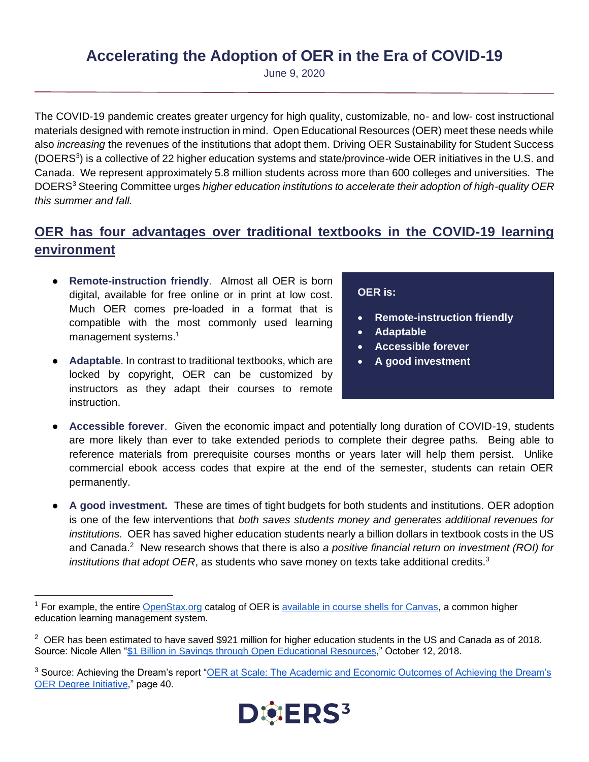# Accelerating the Adoption of OER in the Era of COVID-19

June 9, 2020

The COVID-19 pandemic creates greater urgency for high quality, customizable, no- and low- cost instructional materials designed with remote instruction in mind. Open Educational Resources (OER) meet these needs while also *increasing* the revenues of the institutions that adopt them. Driving OER Sustainability for Student Success (DOERS3) is a collective of 22 higher education systems and state/province-wide OER initiatives in the U.S. and Canada. We represent approximately 5.8 million students across more than 600 colleges and universities. The DOERS3 Steering Committee urges *higher education institutions to accelerate their adoption of high-quality OER this summer and fall.*

## OER has four advantages over traditional textbooks in the COVID-19 learning environment

**OER is:**

- **Remote-instruction friendly**
- **Adaptable**
- **Accessible forever**
- **A good investment**

- **Remote-instruction friendly**. Almost all OER is born digital, available for free online or in print at low cost. Much OER comes pre-loaded in a format that is compatible with the most commonly used learning management systems.[1]
- **Adaptable**. In contrast to traditional textbooks, which are locked by copyright, OER can be customized by instructors as they adapt their courses to remote instruction.
- **Accessible forever**. Given the economic impact and potentially long duration of COVID-19, students are more likely than ever to take extended periods to complete their degree paths. Being able to reference materials from prerequisite courses months or years later will help them persist. Unlike commercial ebook access codes that expire at the end of the semester, students can retain OER permanently.
- **A good investment.** These are times of tight budgets for both students and institutions. OER adoption is one of the few interventions that *both saves students money and generates additional revenues for institutions*. OER has saved higher education students nearly a billion dollars in textbook costs in the US and Canada.[2] New research shows that there is also *a positive financial return on investment (ROI) for institutions that adopt OER*, as students who save money on texts take additional credits.[3]

---

[1] For example, the entire OpenStax.org catalog of OER is available in course shells for Canvas, a common higher education learning management system.

[2] OER has been estimated to have saved $921 million for higher education students in the US and Canada as of 2018. Source: Nicole Allen "$1 Billion in Savings through Open Educational Resources," October 12, 2018.

[3] Source: Achieving the Dream's report "OER at Scale: The Academic and Economic Outcomes of Achieving the Dream's OER Degree Initiative," page 40.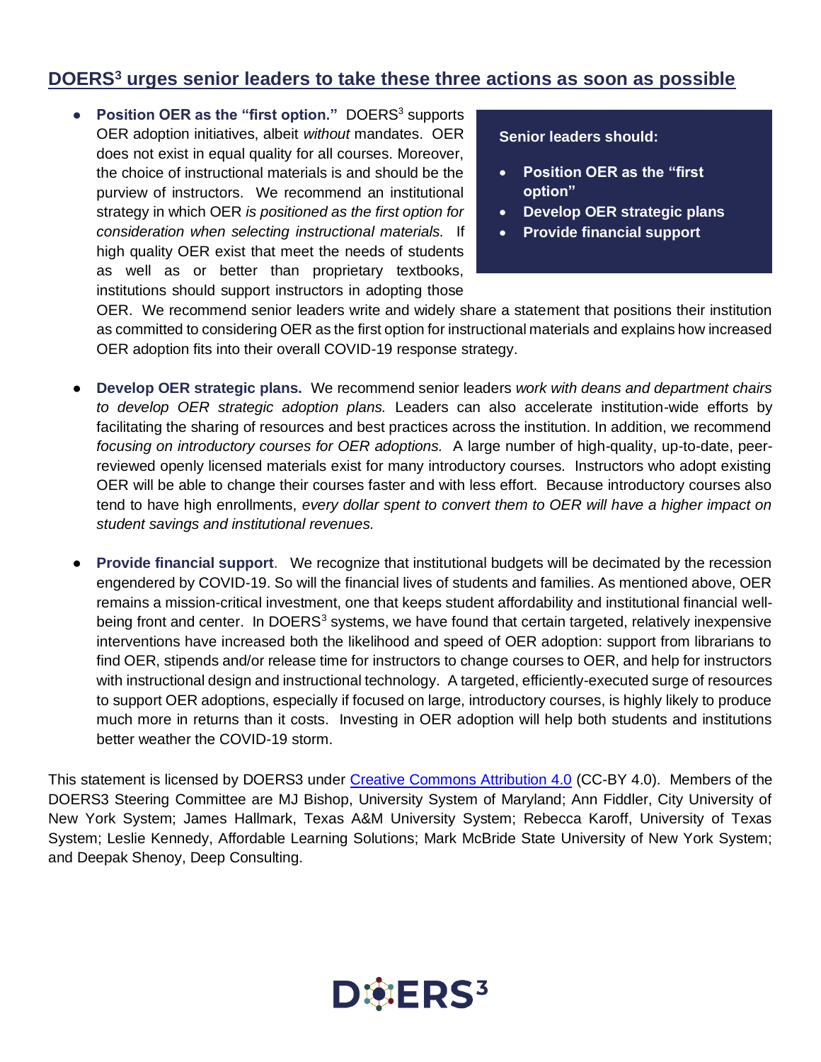## DOERS3 urges senior leaders to take these three actions as soon as possible

**Senior leaders should:**

- **Position OER as the "first option"**
- **Develop OER strategic plans**
- **Provide financial support**

- **Position OER as the "first option."** DOERS3 supports OER adoption initiatives, albeit *without* mandates. OER does not exist in equal quality for all courses. Moreover, the choice of instructional materials is and should be the purview of instructors. We recommend an institutional strategy in which OER *is positioned as the first option for consideration when selecting instructional materials.* If high quality OER exist that meet the needs of students as well as or better than proprietary textbooks, institutions should support instructors in adopting those OER. We recommend senior leaders write and widely share a statement that positions their institution as committed to considering OER as the first option for instructional materials and explains how increased OER adoption fits into their overall COVID-19 response strategy.

- **Develop OER strategic plans.** We recommend senior leaders *work with deans and department chairs to develop OER strategic adoption plans.* Leaders can also accelerate institution-wide efforts by facilitating the sharing of resources and best practices across the institution. In addition, we recommend *focusing on introductory courses for OER adoptions.* A large number of high-quality, up-to-date, peer-reviewed openly licensed materials exist for many introductory courses. Instructors who adopt existing OER will be able to change their courses faster and with less effort. Because introductory courses also tend to have high enrollments, *every dollar spent to convert them to OER will have a higher impact on student savings and institutional revenues.*

- **Provide financial support.** We recognize that institutional budgets will be decimated by the recession engendered by COVID-19. So will the financial lives of students and families. As mentioned above, OER remains a mission-critical investment, one that keeps student affordability and institutional financial well-being front and center. In DOERS3 systems, we have found that certain targeted, relatively inexpensive interventions have increased both the likelihood and speed of OER adoption: support from librarians to find OER, stipends and/or release time for instructors to change courses to OER, and help for instructors with instructional design and instructional technology. A targeted, efficiently-executed surge of resources to support OER adoptions, especially if focused on large, introductory courses, is highly likely to produce much more in returns than it costs. Investing in OER adoption will help both students and institutions better weather the COVID-19 storm.

This statement is licensed by DOERS3 under [Creative Commons Attribution 4.0](https://creativecommons.org/licenses/by/4.0/) (CC-BY 4.0). Members of the DOERS3 Steering Committee are MJ Bishop, University System of Maryland; Ann Fiddler, City University of New York System; James Hallmark, Texas A&M University System; Rebecca Karoff, University of Texas System; Leslie Kennedy, Affordable Learning Solutions; Mark McBride State University of New York System; and Deepak Shenoy, Deep Consulting.

DOERS3